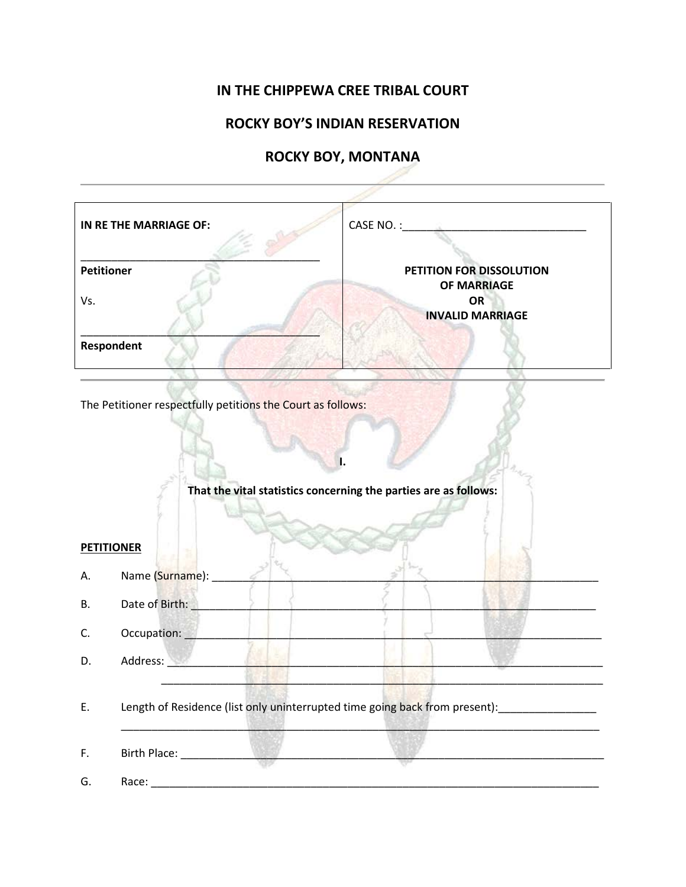# IN THE CHIPPEWA CREE TRIBAL COURT

## ROCKY BOY'S INDIAN RESERVATION

## ROCKY BOY, MONTANA

| IN RE THE MARRIAGE OF: | CASE NO. :_______________________________ |
|---|---|
| ________________________________________ **Petitioner** | **PETITION FOR DISSOLUTION OF MARRIAGE OR INVALID MARRIAGE** |
| Vs. | |
| ________________________________________ **Respondent** | |

The Petitioner respectfully petitions the Court as follows:

**I.**

**That the vital statistics concerning the parties are as follows:**

**PETITIONER**

A. Name (Surname): ________________________________________________________________

B. Date of Birth: ___________________________________________________________________

C. Occupation: ____________________________________________________________________

D. Address: ______________________________________________________________________
______________________________________________________________________

E. Length of Residence (list only uninterrupted time going back from present):________________
________________________________________________________________________________

F. Birth Place: ____________________________________________________________________

G. Race: ________________________________________________________________________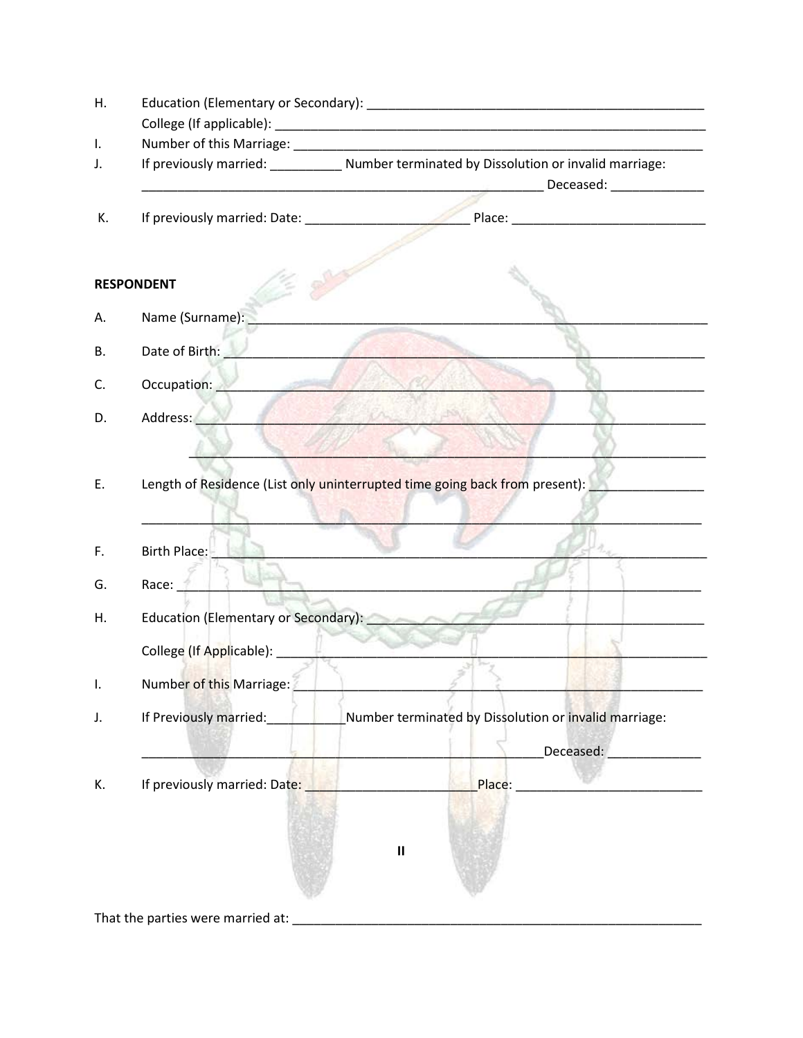H. Education (Elementary or Secondary): ________________________________________________

College (If applicable): _______________________________________________________________

I. Number of this Marriage: ____________________________________________________________

J. If previously married: __________ Number terminated by Dissolution or invalid marriage:

__________________________________________________________ Deceased: _____________

K. If previously married: Date: ______________________ Place: ___________________________

**RESPONDENT**

A. Name (Surname): _________________________________________________________________

B. Date of Birth: ____________________________________________________________________

C. Occupation: ______________________________________________________________________

D. Address: _________________________________________________________________________

_________________________________________________________________________________

E. Length of Residence (List only uninterrupted time going back from present): _______________

_________________________________________________________________________________

F. Birth Place: _______________________________________________________________________

G. Race: ____________________________________________________________________________

H. Education (Elementary or Secondary): ________________________________________________

College (If Applicable): _______________________________________________________________

I. Number of this Marriage: _____________________________________________________________

J. If Previously married:___________Number terminated by Dissolution or invalid marriage:

__________________________________________________________Deceased: _____________

K. If previously married: Date: _______________________Place: __________________________

II

That the parties were married at: _____________________________________________________________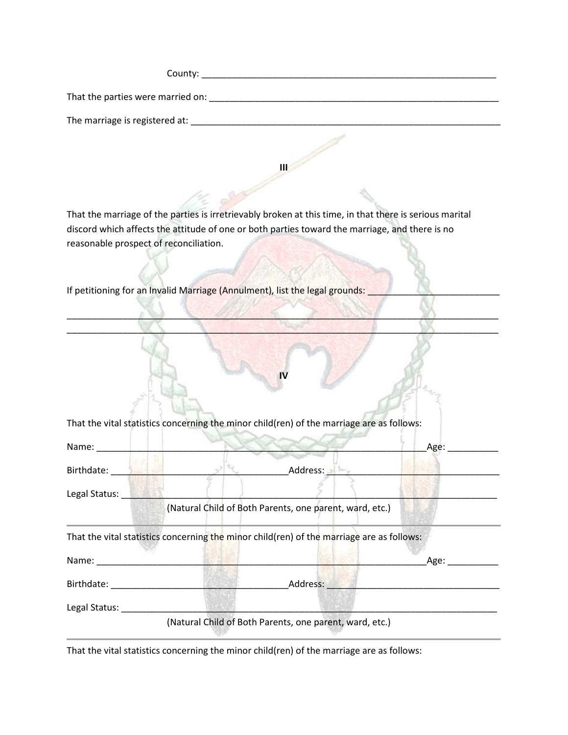County: ____________________________________________________________

That the parties were married on: ____________________________________________________________

The marriage is registered at: ________________________________________________________________

**III**

That the marriage of the parties is irretrievably broken at this time, in that there is serious marital discord which affects the attitude of one or both parties toward the marriage, and there is no reasonable prospect of reconciliation.

If petitioning for an Invalid Marriage (Annulment), list the legal grounds: __________________________

______________________________________________________________________________________

______________________________________________________________________________________

**IV**

That the vital statistics concerning the minor child(ren) of the marriage are as follows:

Name: _________________________________________________________________Age: __________

Birthdate: __________________________________Address: ________________________________

Legal Status: ________________________________________________________________________
(Natural Child of Both Parents, one parent, ward, etc.)

---

That the vital statistics concerning the minor child(ren) of the marriage are as follows:

Name: _________________________________________________________________Age: __________

Birthdate: __________________________________Address: ________________________________

Legal Status: ________________________________________________________________________
(Natural Child of Both Parents, one parent, ward, etc.)

---

That the vital statistics concerning the minor child(ren) of the marriage are as follows: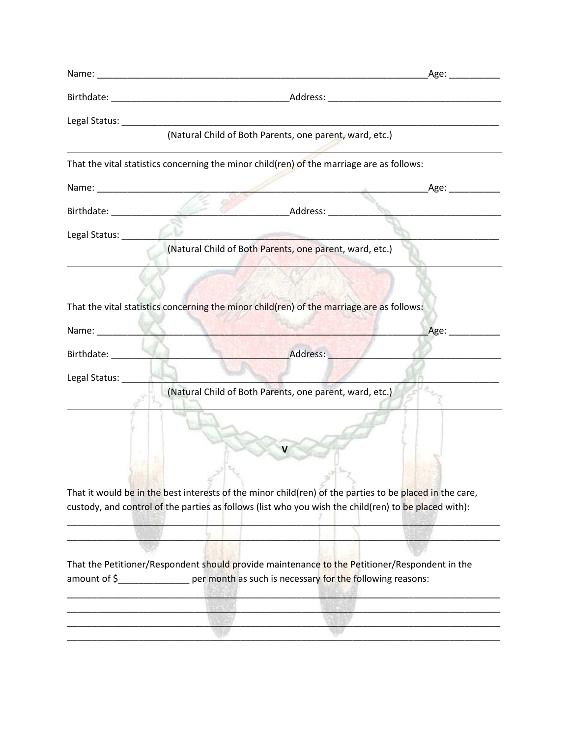Name: ___________________________________________________________________Age: __________

Birthdate: __________________________________Address: _________________________________

Legal Status: ___________________________________________________________________________

(Natural Child of Both Parents, one parent, ward, etc.)

---

That the vital statistics concerning the minor child(ren) of the marriage are as follows:

Name: ___________________________________________________________________Age: __________

Birthdate: __________________________________Address: _________________________________

Legal Status: ___________________________________________________________________________

(Natural Child of Both Parents, one parent, ward, etc.)

---

That the vital statistics concerning the minor child(ren) of the marriage are as follows:

Name: ___________________________________________________________________Age: __________

Birthdate: __________________________________Address: _________________________________

Legal Status: ___________________________________________________________________________

(Natural Child of Both Parents, one parent, ward, etc.)

---

**V**

That it would be in the best interests of the minor child(ren) of the parties to be placed in the care, custody, and control of the parties as follows (list who you wish the child(ren) to be placed with):

____________________________________________________________________________________________
____________________________________________________________________________________________

That the Petitioner/Respondent should provide maintenance to the Petitioner/Respondent in the amount of $______________ per month as such is necessary for the following reasons:

____________________________________________________________________________________________
____________________________________________________________________________________________
____________________________________________________________________________________________
____________________________________________________________________________________________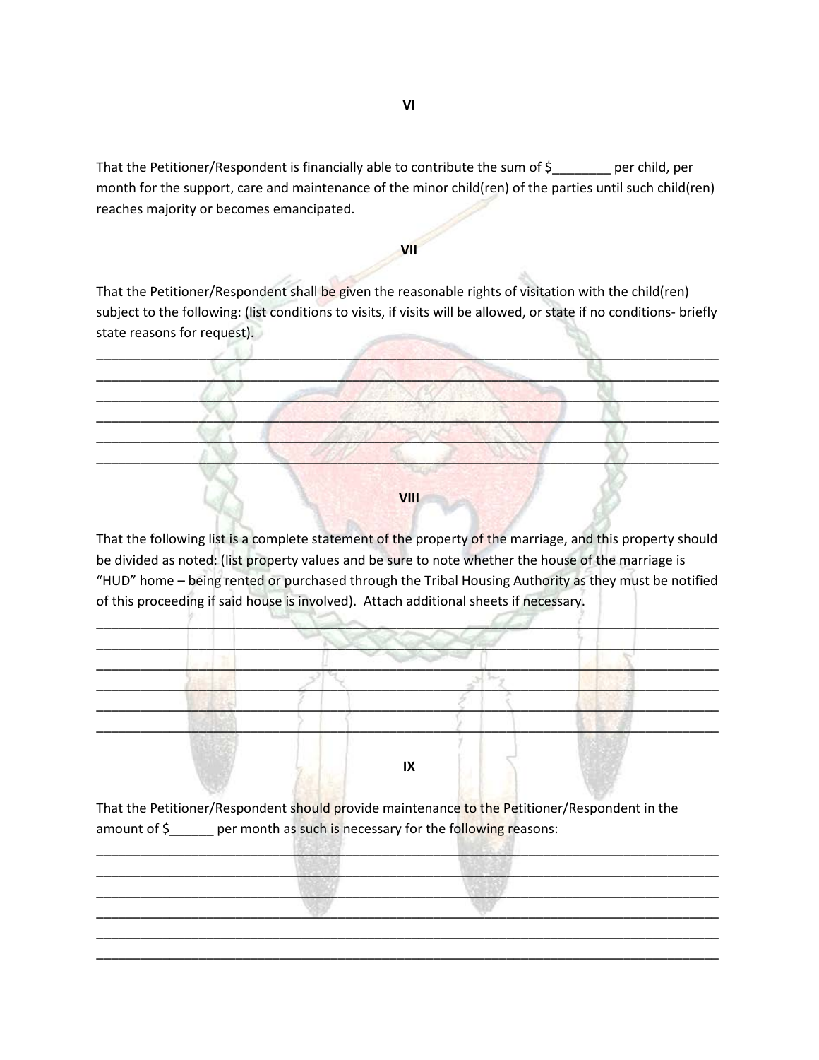**VI**

That the Petitioner/Respondent is financially able to contribute the sum of $________ per child, per month for the support, care and maintenance of the minor child(ren) of the parties until such child(ren) reaches majority or becomes emancipated.

**VII**

That the Petitioner/Respondent shall be given the reasonable rights of visitation with the child(ren) subject to the following: (list conditions to visits, if visits will be allowed, or state if no conditions- briefly state reasons for request).

______________________________________________________________________________
______________________________________________________________________________
______________________________________________________________________________
______________________________________________________________________________
______________________________________________________________________________
______________________________________________________________________________

**VIII**

That the following list is a complete statement of the property of the marriage, and this property should be divided as noted: (list property values and be sure to note whether the house of the marriage is "HUD" home – being rented or purchased through the Tribal Housing Authority as they must be notified of this proceeding if said house is involved). Attach additional sheets if necessary.

______________________________________________________________________________
______________________________________________________________________________
______________________________________________________________________________
______________________________________________________________________________
______________________________________________________________________________
______________________________________________________________________________

**IX**

That the Petitioner/Respondent should provide maintenance to the Petitioner/Respondent in the amount of $______ per month as such is necessary for the following reasons:

______________________________________________________________________________
______________________________________________________________________________
______________________________________________________________________________
______________________________________________________________________________
______________________________________________________________________________
______________________________________________________________________________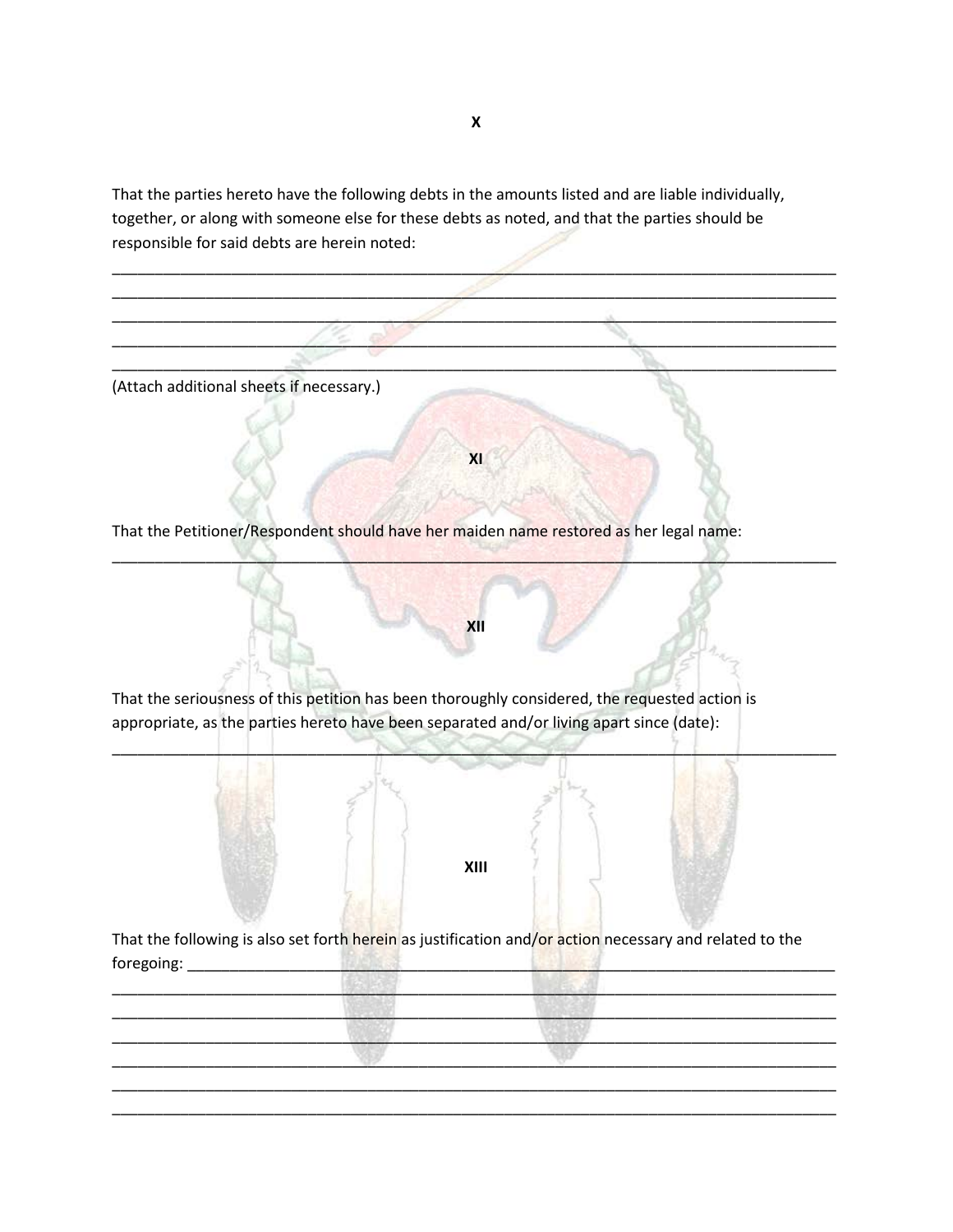**X**

That the parties hereto have the following debts in the amounts listed and are liable individually, together, or along with someone else for these debts as noted, and that the parties should be responsible for said debts are herein noted:

______________________________________________________________________________________
______________________________________________________________________________________
______________________________________________________________________________________
______________________________________________________________________________________
______________________________________________________________________________________

(Attach additional sheets if necessary.)

**XI**

That the Petitioner/Respondent should have her maiden name restored as her legal name:

______________________________________________________________________________________

**XII**

That the seriousness of this petition has been thoroughly considered, the requested action is appropriate, as the parties hereto have been separated and/or living apart since (date):

______________________________________________________________________________________

**XIII**

That the following is also set forth herein as justification and/or action necessary and related to the foregoing: __________________________________________________________________________
______________________________________________________________________________________
______________________________________________________________________________________
______________________________________________________________________________________
______________________________________________________________________________________
______________________________________________________________________________________
______________________________________________________________________________________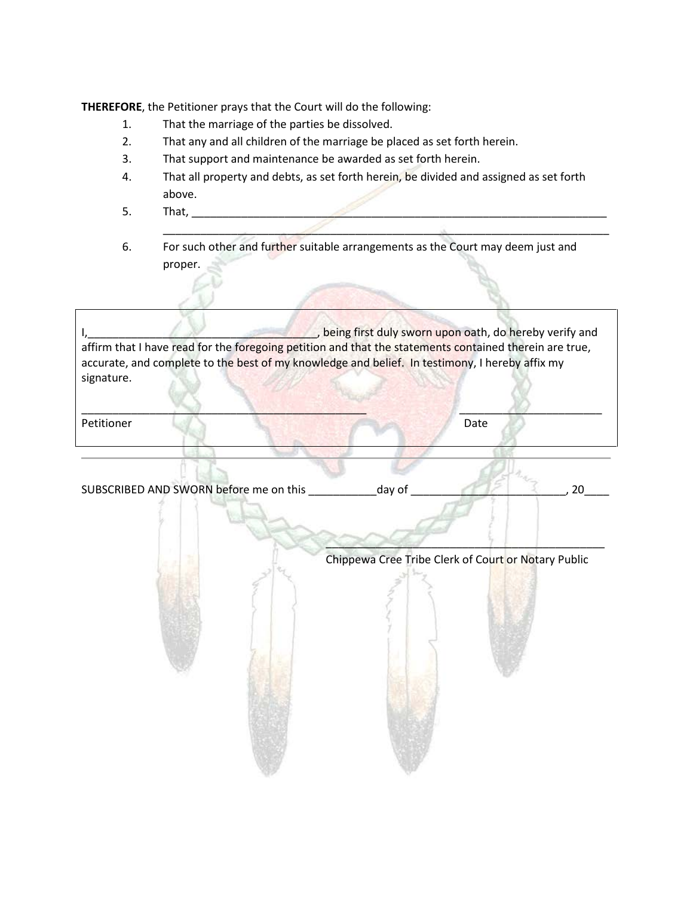**THEREFORE**, the Petitioner prays that the Court will do the following:

1. That the marriage of the parties be dissolved.
2. That any and all children of the marriage be placed as set forth herein.
3. That support and maintenance be awarded as set forth herein.
4. That all property and debts, as set forth herein, be divided and assigned as set forth above.
5. That, ___________________________________________________________________________
   ___________________________________________________________________________
6. For such other and further suitable arrangements as the Court may deem just and proper.

I,____________________________________, being first duly sworn upon oath, do hereby verify and affirm that I have read for the foregoing petition and that the statements contained therein are true, accurate, and complete to the best of my knowledge and belief. In testimony, I hereby affix my signature.

_________________________________________________ _______________________

Petitioner Date

SUBSCRIBED AND SWORN before me on this ___________day of __________________________, 20____

_______________________________________________

Chippewa Cree Tribe Clerk of Court or Notary Public